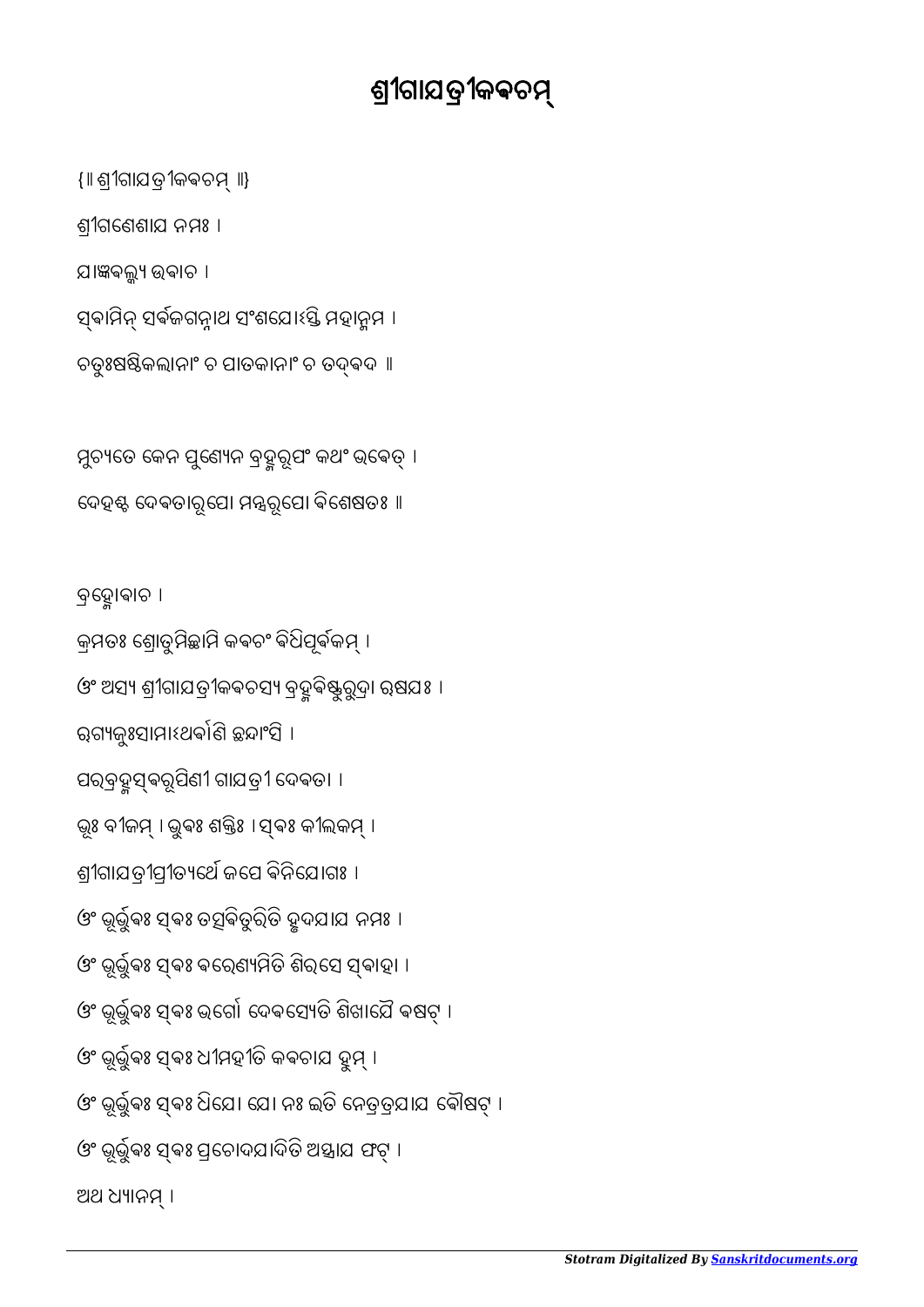# ଶ୍ରୀଗାଯତ୍ରୀକଵଚମ୍

{॥ ଶ୍ରୀଗାଯତ୍ରୀକଵଚମ୍ ॥}

ଶ୍ରୀଗଣେଶାଯ ନମଃ ।

ଯାଜ୍ଞଵଲ୍କ୍ୟ ଉଵାଚ ।

ସ୍ଵାମିନ୍ ସର୍ଵଜଗନ୍ନାଥ ସଂଶଯୋଽସ୍ତି ମହାନ୍ମମ ।

ଚତୁଃଷଷ୍ଟିକଲାନାଂ ଚ ପାତକାନାଂ ଚ ତଦ୍ଵଦ ॥

ମୁଚ୍ୟତେ କେନ ପୁଣ୍ୟେନ ବ୍ରହ୍ମରୂପଂ କଥଂ ଭଵେତ୍ ।

ଦେହଶ୍ଚ ଦେଵତାରୂପୋ ମନ୍ତ୍ରରୂପୋ ଵିଶେଷତଃ ॥

ବ୍ରହ୍ମୋଵାଚ ।

କ୍ରମତଃ ଶ୍ରୋତୁମିଚ୍ଛାମି କଵଚଂ ଵିଧିପୂର୍ଵକମ୍ ।

ଓଂ ଅସ୍ୟ ଶ୍ରୀଗାଯତ୍ରୀକଵଚସ୍ୟ ବ୍ରହ୍ମଵିଷ୍ଣୁରୁଦ୍ରା ଋଷଯଃ ।

ଋଗ୍ୟଜୁଃସାମାଽଥର୍ଵାଣି ଛନ୍ଦାଂସି ।

ପରବ୍ରହ୍ମସ୍ଵରୂପିଣୀ ଗାଯତ୍ରୀ ଦେଵତା ।

ଭୂଃ ବୀଜମ୍ । ଭୁଵଃ ଶକ୍ତିଃ । ସ୍ଵଃ କୀଲକମ୍ ।

ଶ୍ରୀଗାଯତ୍ରୀପ୍ରୀତ୍ୟର୍ଥେ ଜପେ ଵିନିଯୋଗଃ ।

ଓଂ ଭୂର୍ଭୁଵଃ ସ୍ଵଃ ତତ୍ସଵିତୁରିତି ହୃଦଯାଯ ନମଃ ।

ଓଂ ଭୂର୍ଭୁଵଃ ସ୍ଵଃ ଵରେଣ୍ୟମିତି ଶିରସେ ସ୍ଵାହା ।

ଓଂ ଭୂର୍ଭୁଵଃ ସ୍ଵଃ ଭର୍ଗୋ ଦେଵସ୍ୟେତି ଶିଖାଯୈ ଵଷଟ୍ ।

ଓଂ ଭୂର୍ଭୁଵଃ ସ୍ଵଃ ଧୀମହୀତି କଵଚାଯ ହୁମ୍ ।

ଓଂ ଭୂର୍ଭୁଵଃ ସ୍ଵଃ ଧିଯୋ ଯୋ ନଃ ଇତି ନେତ୍ରତ୍ରଯାଯ ଵୌଷଟ୍ ।

ଓଂ ଭୂର୍ଭୁଵଃ ସ୍ଵଃ ପ୍ରଚୋଦଯାଦିତି ଅସ୍ତ୍ରାଯ ଫଟ୍ ।

ଅଥ ଧ୍ୟାନମ୍ ।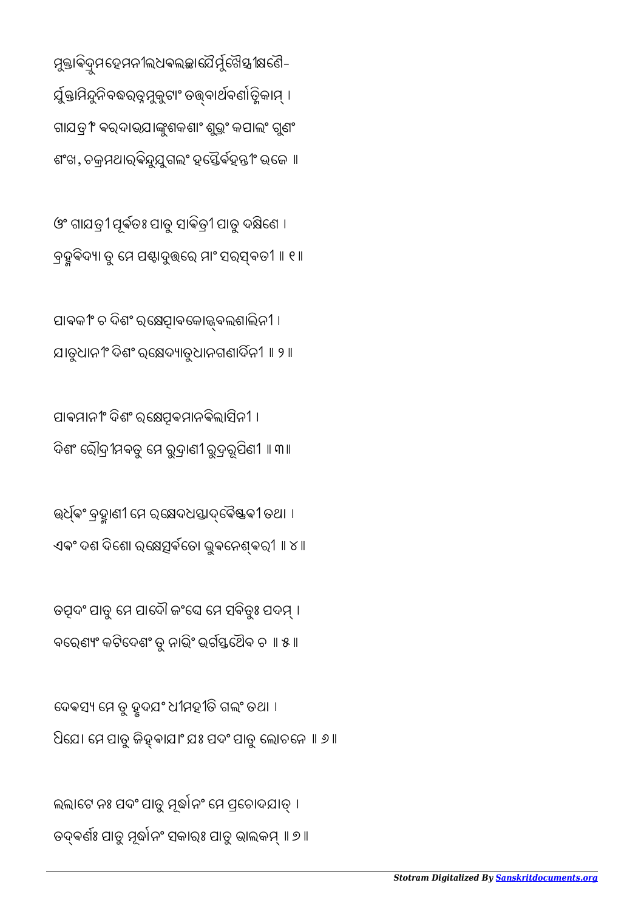ମୁକ୍ତାବିଦ୍ରୁମହେମନୀଲଧବଲଚ୍ଛାୟୈର୍ମୁଖୈସ୍ତ୍ରୀକ୍ଷଣୈ-
ର୍ୟୁକ୍ତାମିନ୍ଦୁନିବଦ୍ଧରତ୍ନମୁକୁଟାଂ ତତ୍ତ୍ୱାର୍ଥବର୍ଣାତ୍ମିକାମ୍ ।
ଗାୟତ୍ରୀଂ ବରଦାଭୟାଙ୍କୁଶକଶାଂ ଶୁଭ୍ରଂ କପାଲଂ ଗୁଣଂ
ଶଂଖ, ଚକ୍ରମଥାରବିନ୍ଦୁଯୁଗଲଂ ହସ୍ତୈର୍ବହନ୍ତୀଂ ଭଜେ ॥

ଓଂ ଗାୟତ୍ରୀ ପୂର୍ବତଃ ପାତୁ ସାବିତ୍ରୀ ପାତୁ ଦକ୍ଷିଣେ ।
ବ୍ରହ୍ମବିଦ୍ୟା ତୁ ମେ ପଶ୍ଚାଦୁତ୍ତରେ ମାଂ ସରସ୍ୱତୀ ॥ ୧॥

ପାବକୀଂ ଚ ଦିଶଂ ରକ୍ଷେତ୍ପାବକୋଜ୍ଜ୍ୱଲଶାଲିନୀ ।
ୟାତୁଧାନୀଂ ଦିଶଂ ରକ୍ଷେଦ୍ୟାତୁଧାନଗଣାର୍ଦିନୀ ॥ ୨॥

ପାବମାନୀଂ ଦିଶଂ ରକ୍ଷେତ୍ପବମାନବିଲାସିନୀ ।
ଦିଶଂ ରୌଦ୍ରୀମବତୁ ମେ ରୁଦ୍ରାଣୀ ରୁଦ୍ରରୂପିଣୀ ॥ ୩॥

ଊର୍ଧ୍ୱଂ ବ୍ରହ୍ମାଣୀ ମେ ରକ୍ଷେଦଧସ୍ତାଦ୍ୱୈଷ୍ଣବୀ ତଥା ।
ଏବଂ ଦଶ ଦିଶୋ ରକ୍ଷେତ୍ସର୍ବତୋ ଭୁବନେଶ୍ୱରୀ ॥ ୪॥

ତତ୍ପଦଂ ପାତୁ ମେ ପାଦୌ ଜଂଘେ ମେ ସବିତୁଃ ପଦମ୍ ।
ବରେଣ୍ୟଂ କଟିଦେଶଂ ତୁ ନାଭିଂ ଭର୍ଗସ୍ତଥୈବ ଚ ॥ ୫॥

ଦେବସ୍ୟ ମେ ତୁ ହୃଦୟଂ ଧୀମହୀତି ଗଲଂ ତଥା ।
ଧିୟୋ ମେ ପାତୁ ଜିହ୍ୱାୟାଂ ୟଃ ପଦଂ ପାତୁ ଲୋଚନେ ॥ ୬॥

ଲଲାଟେ ନଃ ପଦଂ ପାତୁ ମୂର୍ଦ୍ଧାନଂ ମେ ପ୍ରଚୋଦୟାତ୍ ।
ତଦ୍ୱର୍ଣଃ ପାତୁ ମୂର୍ଦ୍ଧାନଂ ସକାରଃ ପାତୁ ଭାଲକମ୍ ॥ ୭॥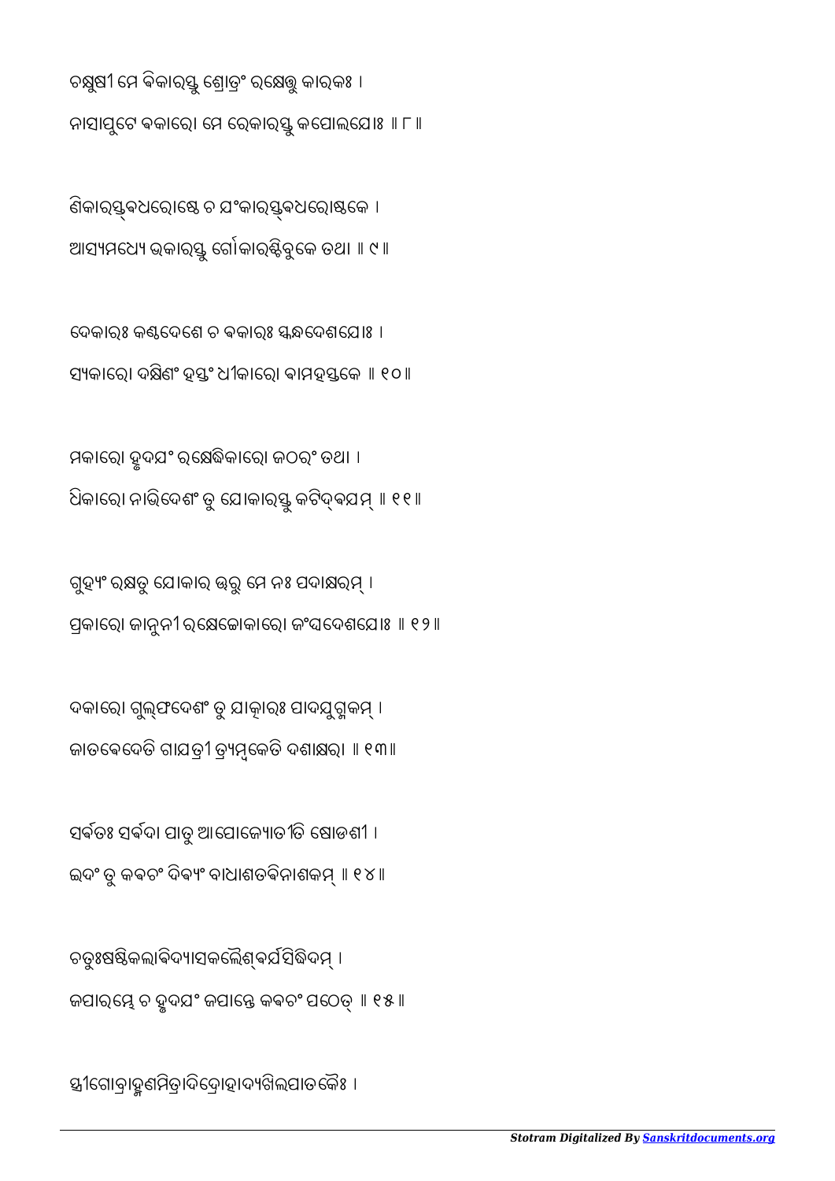ଚକ୍ଷୁଷୀ ମେ ଵିକାରସ୍ତୁ ଶ୍ରୋତ୍ରଂ ରକ୍ଷେତ୍ତୁ କାରକଃ ।
ନାସାପୁଟେ ଵକାରୋ ମେ ରେକାରସ୍ତୁ କପୋଲଯୋଃ ॥ ୮॥

ଣିକାରସ୍ତ୍ଵଧରୋଷ୍ଠେ ଚ ଯଂକାରସ୍ତ୍ଵଧରୋଷ୍ଠକେ ।
ଆସ୍ୟମଧ୍ୟେ ଭକାରସ୍ତୁ ର୍ଗୋକାରଶ୍ଚିବୁକେ ତଥା ॥ ୯॥

ଦେକାରଃ କଣ୍ଠଦେଶେ ଚ ଵକାରଃ ସ୍କନ୍ଧଦେଶଯୋଃ ।
ସ୍ୟକାରୋ ଦକ୍ଷିଣଂ ହସ୍ତଂ ଧୀକାରୋ ଵାମହସ୍ତକେ ॥ ୧୦॥

ମକାରୋ ହୃଦଯଂ ରକ୍ଷେଦ୍ଧିକାରୋ ଜଠରଂ ତଥା ।
ଧିକାରୋ ନାଭିଦେଶଂ ତୁ ଯୋକାରସ୍ତୁ କଟିଦ୍ଵଯମ୍ ॥ ୧୧॥

ଗୁହ୍ୟଂ ରକ୍ଷତୁ ଯୋକାର ଊରୂ ମେ ନଃ ପଦାକ୍ଷରମ୍ ।
ପ୍ରକାରୋ ଜାନୁନୀ ରକ୍ଷେଚ୍ଚୋକାରୋ ଜଂଘଦେଶଯୋଃ ॥ ୧୨॥

ଦକାରୋ ଗୁଲ୍ଫଦେଶଂ ତୁ ଯାତ୍କାରଃ ପାଦଯୁଗ୍ମକମ୍ ।
ଜାତଵେଦେତି ଗାଯତ୍ରୀ ତ୍ର୍ୟମ୍ବକେତି ଦଶାକ୍ଷରା ॥ ୧୩॥

ସର୍ଵତଃ ସର୍ଵଦା ପାତୁ ଆପୋଜ୍ୟୋତୀତି ଷୋଡଶୀ ।
ଇଦଂ ତୁ କଵଚଂ ଦିଵ୍ୟଂ ବାଧାଶତଵିନାଶକମ୍ ॥ ୧୪॥

ଚତୁଃଷଷ୍ଟିକଲାଵିଦ୍ୟାସକଲୈଶ୍ଵର୍ଯସିଦ୍ଧିଦମ୍ ।
ଜପାରମ୍ଭେ ଚ ହୃଦଯଂ ଜପାନ୍ତେ କଵଚଂ ପଠେତ୍ ॥ ୧୫॥

ସ୍ତ୍ରୀଗୋବ୍ରାହ୍ମଣମିତ୍ରାଦିଦ୍ରୋହାଦ୍ୟଖିଲପାତକୈଃ ।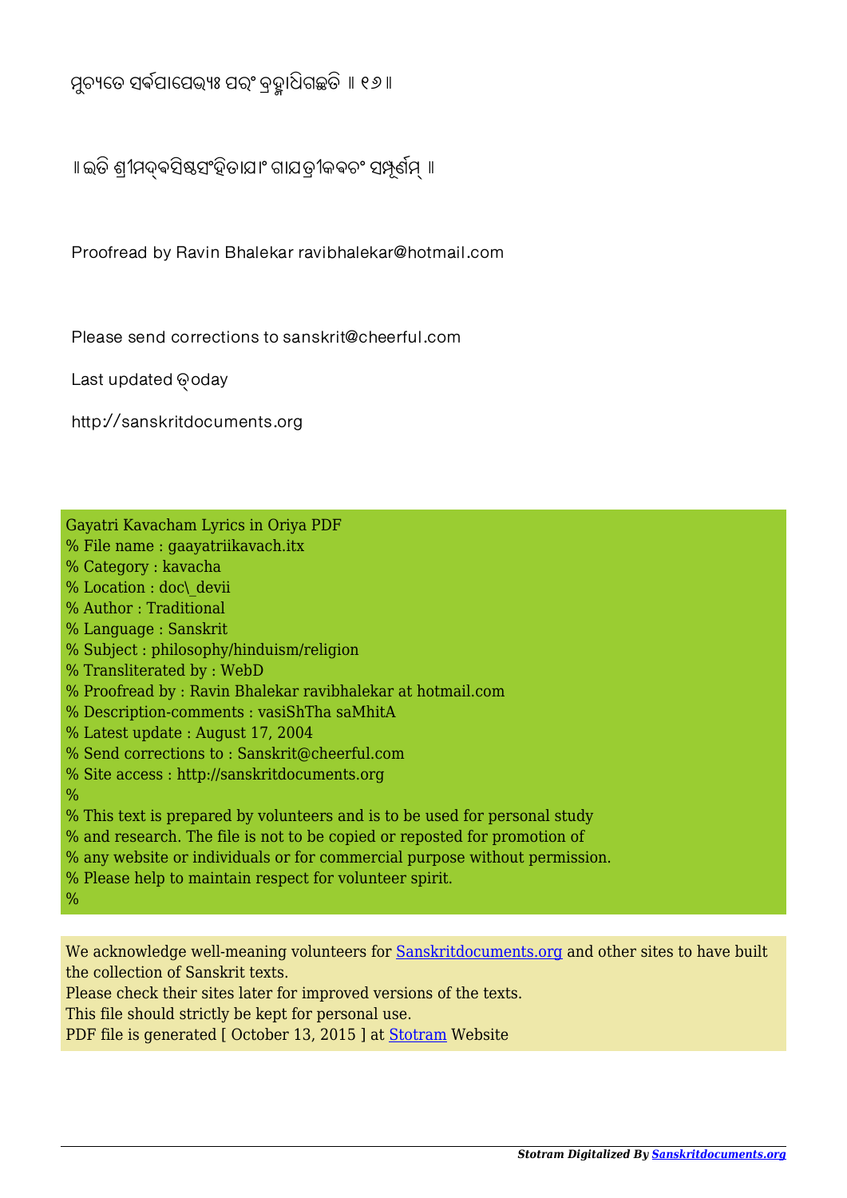ମୁଚ୍ୟତେ ସର୍ଵପାପେଭ୍ୟଃ ପରଂ ବ୍ରହ୍ମାଧିଗଚ୍ଛତି ॥ ୧୬॥

॥ ଇତି ଶ୍ରୀମଦ୍ଵସିଷ୍ଠସଂହିତାୟାଂ ଗାୟତ୍ରୀକଵଚଂ ସମ୍ପୂର୍ଣମ୍ ॥

Proofread by Ravin Bhalekar ravibhalekar@hotmail.com

Please send corrections to sanskrit@cheerful.com

Last updated ତ୍oday

http://sanskritdocuments.org

Gayatri Kavacham Lyrics in Oriya PDF
% File name : gaayatriikavach.itx
% Category : kavacha
% Location : doc\_devii
% Author : Traditional
% Language : Sanskrit
% Subject : philosophy/hinduism/religion
% Transliterated by : WebD
% Proofread by : Ravin Bhalekar ravibhalekar at hotmail.com
% Description-comments : vasiShTha saMhitA
% Latest update : August 17, 2004
% Send corrections to : Sanskrit@cheerful.com
% Site access : http://sanskritdocuments.org
%
% This text is prepared by volunteers and is to be used for personal study
% and research. The file is not to be copied or reposted for promotion of
% any website or individuals or for commercial purpose without permission.
% Please help to maintain respect for volunteer spirit.
%

We acknowledge well-meaning volunteers for Sanskritdocuments.org and other sites to have built the collection of Sanskrit texts.
Please check their sites later for improved versions of the texts.
This file should strictly be kept for personal use.
PDF file is generated [ October 13, 2015 ] at Stotram Website